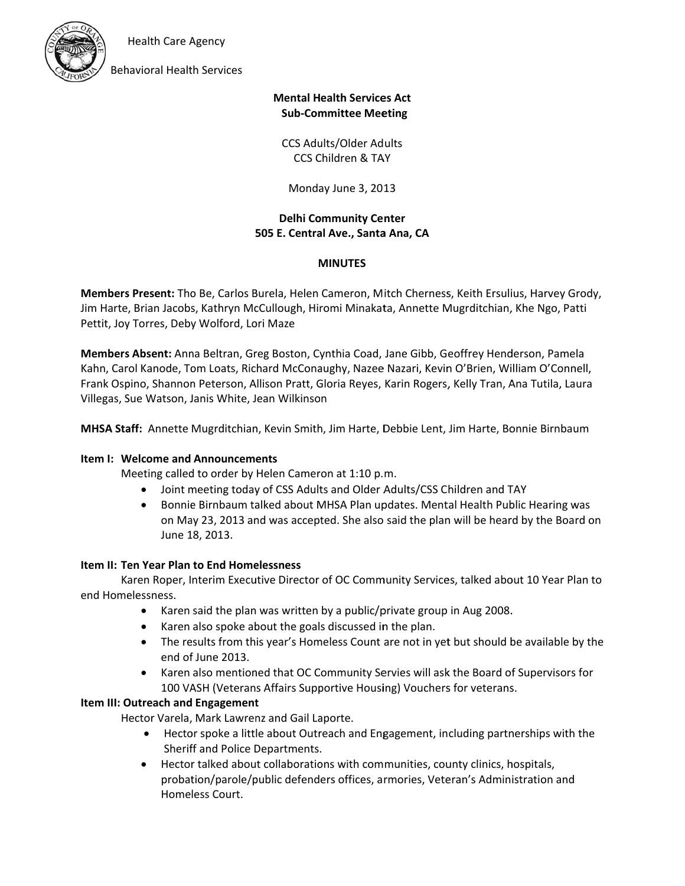Health Care Agency

Behavioral Health Services

**Mental Health Services Act**
**Sub-Committee Meeting**

CCS Adults/Older Adults
CCS Children & TAY

Monday June 3, 2013

**Delhi Community Center**
**505 E. Central Ave., Santa Ana, CA**

**MINUTES**

**Members Present:** Tho Be, Carlos Burela, Helen Cameron, Mitch Cherness, Keith Ersulius, Harvey Grody, Jim Harte, Brian Jacobs, Kathryn McCullough, Hiromi Minakata, Annette Mugrditchian, Khe Ngo, Patti Pettit, Joy Torres, Deby Wolford, Lori Maze

**Members Absent:** Anna Beltran, Greg Boston, Cynthia Coad, Jane Gibb, Geoffrey Henderson, Pamela Kahn, Carol Kanode, Tom Loats, Richard McConaughy, Nazee Nazari, Kevin O'Brien, William O'Connell, Frank Ospino, Shannon Peterson, Allison Pratt, Gloria Reyes, Karin Rogers, Kelly Tran, Ana Tutila, Laura Villegas, Sue Watson, Janis White, Jean Wilkinson

**MHSA Staff:** Annette Mugrditchian, Kevin Smith, Jim Harte, Debbie Lent, Jim Harte, Bonnie Birnbaum

**Item I: Welcome and Announcements**

Meeting called to order by Helen Cameron at 1:10 p.m.

- Joint meeting today of CSS Adults and Older Adults/CSS Children and TAY
- Bonnie Birnbaum talked about MHSA Plan updates. Mental Health Public Hearing was on May 23, 2013 and was accepted. She also said the plan will be heard by the Board on June 18, 2013.

**Item II: Ten Year Plan to End Homelessness**

Karen Roper, Interim Executive Director of OC Community Services, talked about 10 Year Plan to end Homelessness.

- Karen said the plan was written by a public/private group in Aug 2008.
- Karen also spoke about the goals discussed in the plan.
- The results from this year's Homeless Count are not in yet but should be available by the end of June 2013.
- Karen also mentioned that OC Community Servies will ask the Board of Supervisors for 100 VASH (Veterans Affairs Supportive Housing) Vouchers for veterans.

**Item III: Outreach and Engagement**

Hector Varela, Mark Lawrenz and Gail Laporte.

- Hector spoke a little about Outreach and Engagement, including partnerships with the Sheriff and Police Departments.
- Hector talked about collaborations with communities, county clinics, hospitals, probation/parole/public defenders offices, armories, Veteran's Administration and Homeless Court.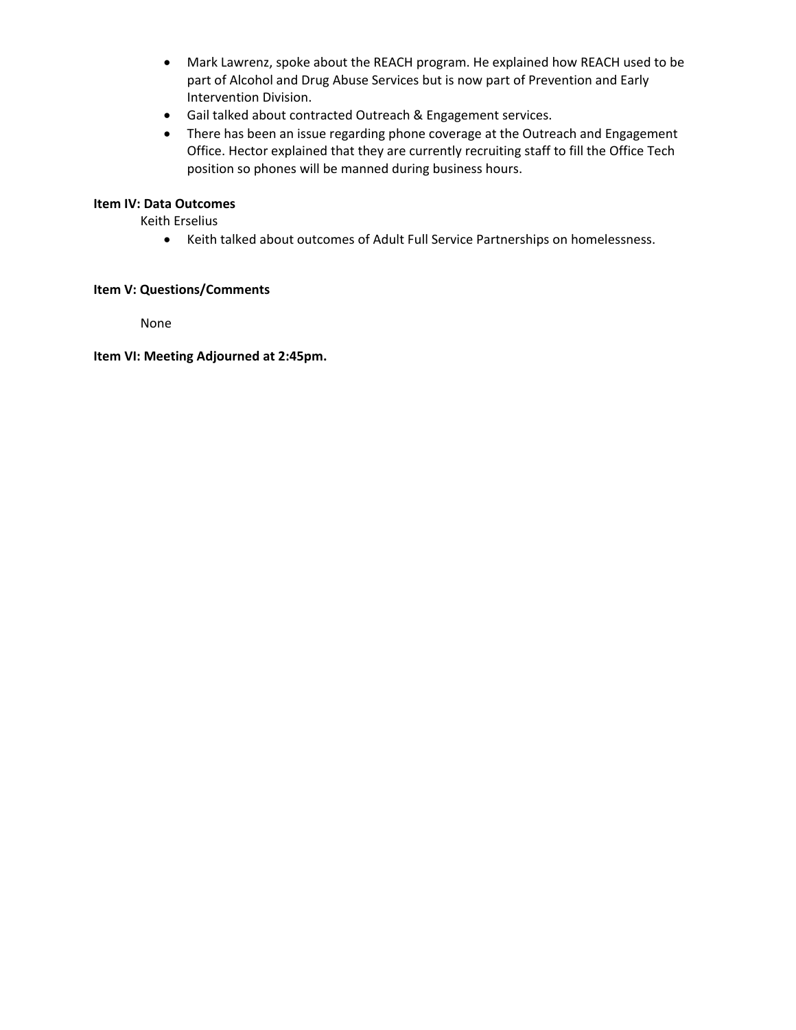- Mark Lawrenz, spoke about the REACH program. He explained how REACH used to be part of Alcohol and Drug Abuse Services but is now part of Prevention and Early Intervention Division.
- Gail talked about contracted Outreach & Engagement services.
- There has been an issue regarding phone coverage at the Outreach and Engagement Office. Hector explained that they are currently recruiting staff to fill the Office Tech position so phones will be manned during business hours.

**Item IV: Data Outcomes**

Keith Erselius

- Keith talked about outcomes of Adult Full Service Partnerships on homelessness.

**Item V: Questions/Comments**

None

**Item VI: Meeting Adjourned at 2:45pm.**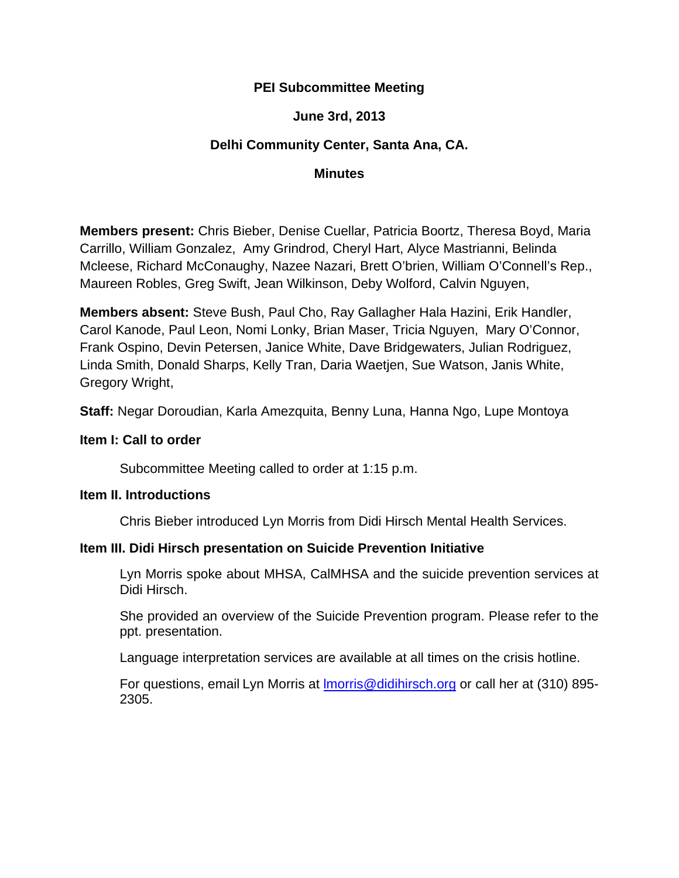**PEI Subcommittee Meeting**

**June 3rd, 2013**

**Delhi Community Center, Santa Ana, CA.**

**Minutes**

**Members present:** Chris Bieber, Denise Cuellar, Patricia Boortz, Theresa Boyd, Maria Carrillo, William Gonzalez, Amy Grindrod, Cheryl Hart, Alyce Mastrianni, Belinda Mcleese, Richard McConaughy, Nazee Nazari, Brett O'brien, William O'Connell's Rep., Maureen Robles, Greg Swift, Jean Wilkinson, Deby Wolford, Calvin Nguyen,

**Members absent:** Steve Bush, Paul Cho, Ray Gallagher Hala Hazini, Erik Handler, Carol Kanode, Paul Leon, Nomi Lonky, Brian Maser, Tricia Nguyen, Mary O'Connor, Frank Ospino, Devin Petersen, Janice White, Dave Bridgewaters, Julian Rodriguez, Linda Smith, Donald Sharps, Kelly Tran, Daria Waetjen, Sue Watson, Janis White, Gregory Wright,

**Staff:** Negar Doroudian, Karla Amezquita, Benny Luna, Hanna Ngo, Lupe Montoya

**Item I: Call to order**

Subcommittee Meeting called to order at 1:15 p.m.

**Item II. Introductions**

Chris Bieber introduced Lyn Morris from Didi Hirsch Mental Health Services.

**Item III. Didi Hirsch presentation on Suicide Prevention Initiative**

Lyn Morris spoke about MHSA, CalMHSA and the suicide prevention services at Didi Hirsch.

She provided an overview of the Suicide Prevention program. Please refer to the ppt. presentation.

Language interpretation services are available at all times on the crisis hotline.

For questions, email Lyn Morris at lmorris@didihirsch.org or call her at (310) 895-2305.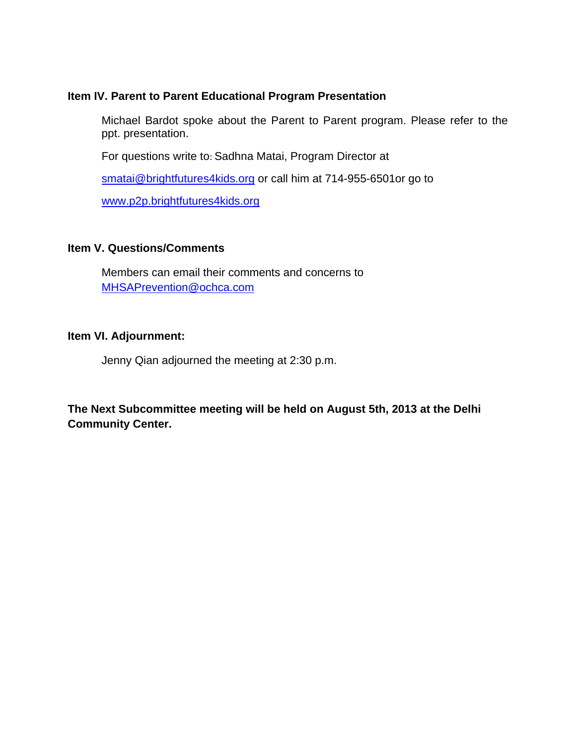**Item IV. Parent to Parent Educational Program Presentation**

Michael Bardot spoke about the Parent to Parent program. Please refer to the ppt. presentation.

For questions write to: Sadhna Matai, Program Director at

smatai@brightfutures4kids.org or call him at 714-955-6501or go to

www.p2p.brightfutures4kids.org

**Item V. Questions/Comments**

Members can email their comments and concerns to MHSAPrevention@ochca.com

**Item VI. Adjournment:**

Jenny Qian adjourned the meeting at 2:30 p.m.

**The Next Subcommittee meeting will be held on August 5th, 2013 at the Delhi Community Center.**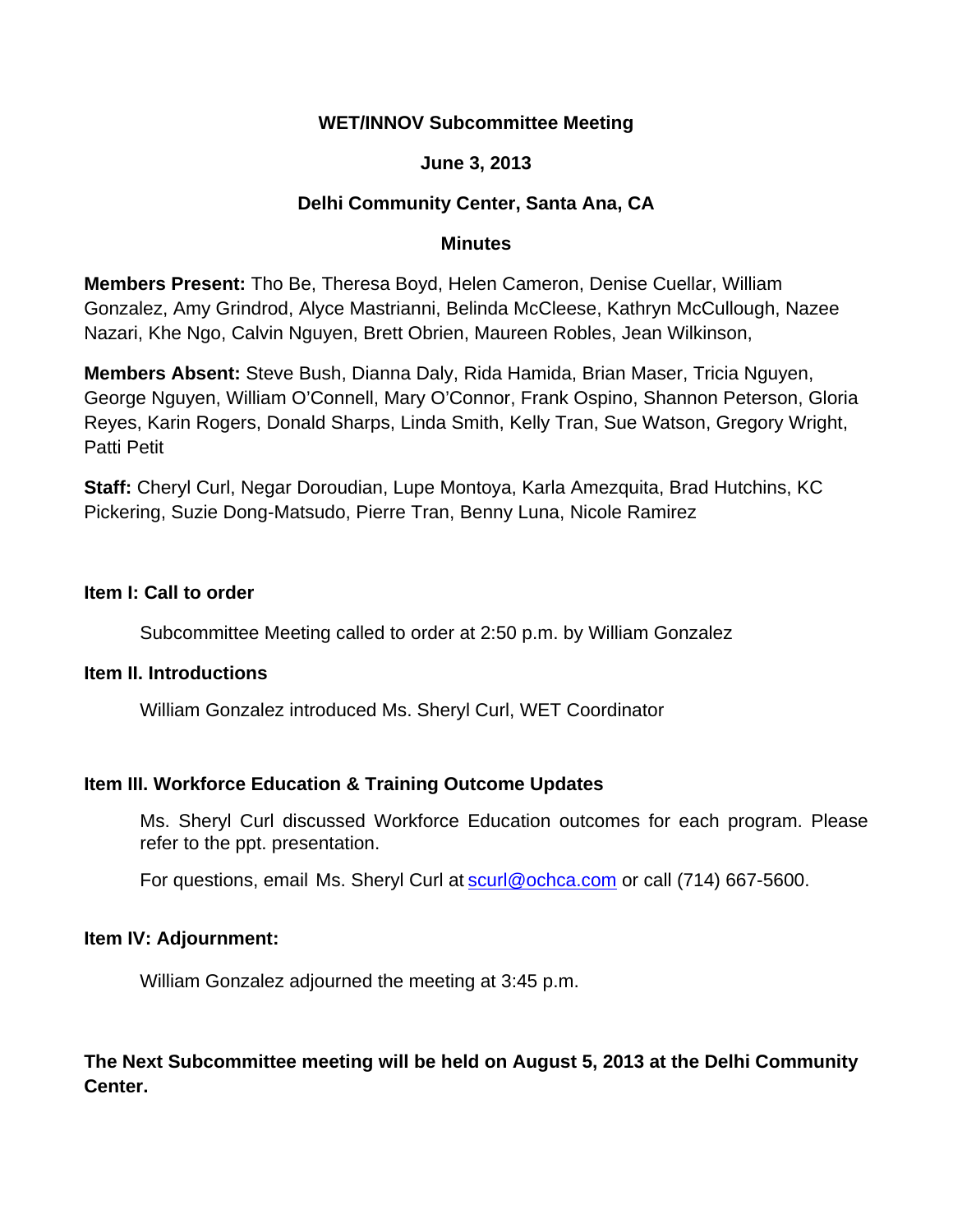**WET/INNOV Subcommittee Meeting**

**June 3, 2013**

**Delhi Community Center, Santa Ana, CA**

**Minutes**

**Members Present:** Tho Be, Theresa Boyd, Helen Cameron, Denise Cuellar, William Gonzalez, Amy Grindrod, Alyce Mastrianni, Belinda McCleese, Kathryn McCullough, Nazee Nazari, Khe Ngo, Calvin Nguyen, Brett Obrien, Maureen Robles, Jean Wilkinson,

**Members Absent:** Steve Bush, Dianna Daly, Rida Hamida, Brian Maser, Tricia Nguyen, George Nguyen, William O'Connell, Mary O'Connor, Frank Ospino, Shannon Peterson, Gloria Reyes, Karin Rogers, Donald Sharps, Linda Smith, Kelly Tran, Sue Watson, Gregory Wright, Patti Petit

**Staff:** Cheryl Curl, Negar Doroudian, Lupe Montoya, Karla Amezquita, Brad Hutchins, KC Pickering, Suzie Dong-Matsudo, Pierre Tran, Benny Luna, Nicole Ramirez

**Item I: Call to order**

Subcommittee Meeting called to order at 2:50 p.m. by William Gonzalez

**Item II. Introductions**

William Gonzalez introduced Ms. Sheryl Curl, WET Coordinator

**Item III. Workforce Education & Training Outcome Updates**

Ms. Sheryl Curl discussed Workforce Education outcomes for each program. Please refer to the ppt. presentation.

For questions, email Ms. Sheryl Curl at scurl@ochca.com or call (714) 667-5600.

**Item IV: Adjournment:**

William Gonzalez adjourned the meeting at 3:45 p.m.

**The Next Subcommittee meeting will be held on August 5, 2013 at the Delhi Community Center.**